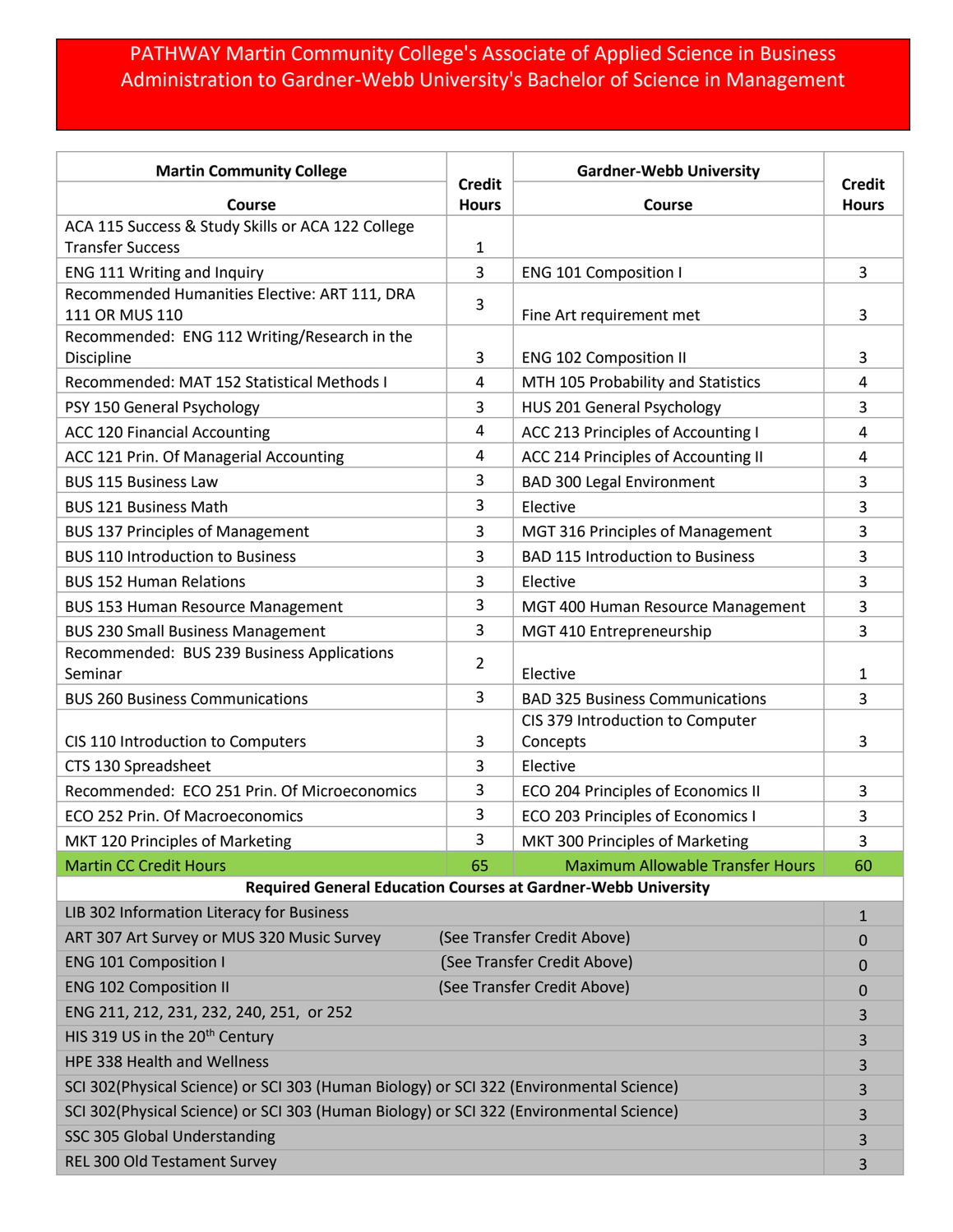# PATHWAY Martin Community College's Associate of Applied Science in Business Administration to Gardner-Webb University's Bachelor of Science in Management

| Martin Community College | Credit Hours | Gardner-Webb University | Credit Hours |
|---|---|---|---|
| **Course** | | **Course** | |
| ACA 115 Success & Study Skills or ACA 122 College Transfer Success | 1 | | |
| ENG 111 Writing and Inquiry | 3 | ENG 101 Composition I | 3 |
| Recommended Humanities Elective: ART 111, DRA 111 OR MUS 110 | 3 | Fine Art requirement met | 3 |
| Recommended: ENG 112 Writing/Research in the Discipline | 3 | ENG 102 Composition II | 3 |
| Recommended: MAT 152 Statistical Methods I | 4 | MTH 105 Probability and Statistics | 4 |
| PSY 150 General Psychology | 3 | HUS 201 General Psychology | 3 |
| ACC 120 Financial Accounting | 4 | ACC 213 Principles of Accounting I | 4 |
| ACC 121 Prin. Of Managerial Accounting | 4 | ACC 214 Principles of Accounting II | 4 |
| BUS 115 Business Law | 3 | BAD 300 Legal Environment | 3 |
| BUS 121 Business Math | 3 | Elective | 3 |
| BUS 137 Principles of Management | 3 | MGT 316 Principles of Management | 3 |
| BUS 110 Introduction to Business | 3 | BAD 115 Introduction to Business | 3 |
| BUS 152 Human Relations | 3 | Elective | 3 |
| BUS 153 Human Resource Management | 3 | MGT 400 Human Resource Management | 3 |
| BUS 230 Small Business Management | 3 | MGT 410 Entrepreneurship | 3 |
| Recommended: BUS 239 Business Applications Seminar | 2 | Elective | 1 |
| BUS 260 Business Communications | 3 | BAD 325 Business Communications | 3 |
| CIS 110 Introduction to Computers | 3 | CIS 379 Introduction to Computer Concepts | 3 |
| CTS 130 Spreadsheet | 3 | Elective | |
| Recommended: ECO 251 Prin. Of Microeconomics | 3 | ECO 204 Principles of Economics II | 3 |
| ECO 252 Prin. Of Macroeconomics | 3 | ECO 203 Principles of Economics I | 3 |
| MKT 120 Principles of Marketing | 3 | MKT 300 Principles of Marketing | 3 |
| Martin CC Credit Hours | 65 | Maximum Allowable Transfer Hours | 60 |

**Required General Education Courses at Gardner-Webb University**

| Course | | Credit Hours |
|---|---|---|
| LIB 302 Information Literacy for Business | | 1 |
| ART 307 Art Survey or MUS 320 Music Survey | (See Transfer Credit Above) | 0 |
| ENG 101 Composition I | (See Transfer Credit Above) | 0 |
| ENG 102 Composition II | (See Transfer Credit Above) | 0 |
| ENG 211, 212, 231, 232, 240, 251, or 252 | | 3 |
| HIS 319 US in the 20th Century | | 3 |
| HPE 338 Health and Wellness | | 3 |
| SCI 302(Physical Science) or SCI 303 (Human Biology) or SCI 322 (Environmental Science) | | 3 |
| SCI 302(Physical Science) or SCI 303 (Human Biology) or SCI 322 (Environmental Science) | | 3 |
| SSC 305 Global Understanding | | 3 |
| REL 300 Old Testament Survey | | 3 |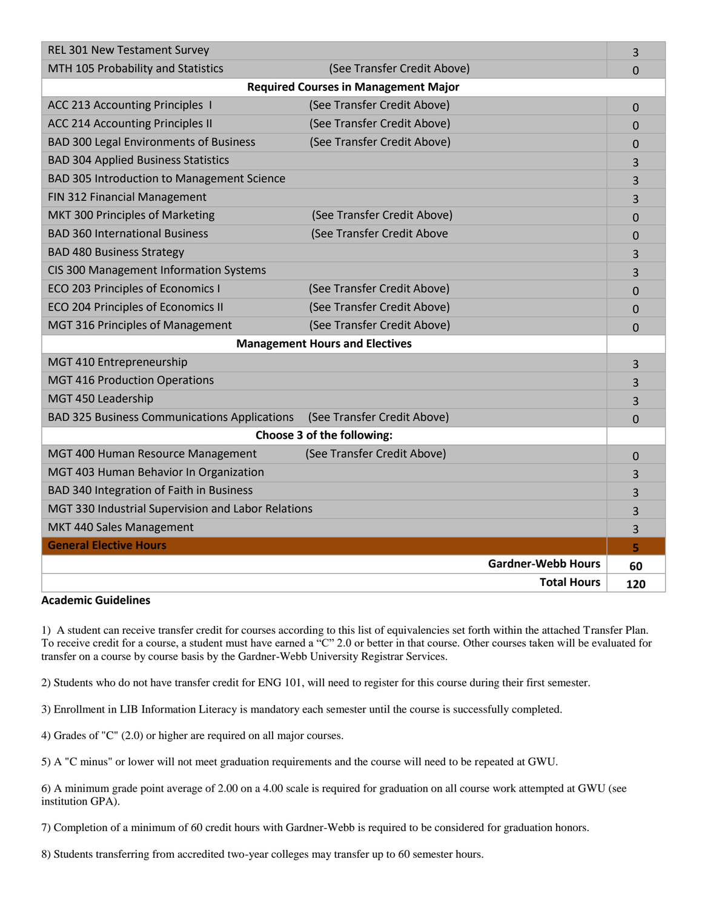| Course | Notes | Hours |
|---|---|---|
| REL 301 New Testament Survey | | 3 |
| MTH 105 Probability and Statistics | (See Transfer Credit Above) | 0 |
| **Required Courses in Management Major** | | |
| ACC 213 Accounting Principles I | (See Transfer Credit Above) | 0 |
| ACC 214 Accounting Principles II | (See Transfer Credit Above) | 0 |
| BAD 300 Legal Environments of Business | (See Transfer Credit Above) | 0 |
| BAD 304 Applied Business Statistics | | 3 |
| BAD 305 Introduction to Management Science | | 3 |
| FIN 312 Financial Management | | 3 |
| MKT 300 Principles of Marketing | (See Transfer Credit Above) | 0 |
| BAD 360 International Business | (See Transfer Credit Above | 0 |
| BAD 480 Business Strategy | | 3 |
| CIS 300 Management Information Systems | | 3 |
| ECO 203 Principles of Economics I | (See Transfer Credit Above) | 0 |
| ECO 204 Principles of Economics II | (See Transfer Credit Above) | 0 |
| MGT 316 Principles of Management | (See Transfer Credit Above) | 0 |
| **Management Hours and Electives** | | |
| MGT 410 Entrepreneurship | | 3 |
| MGT 416 Production Operations | | 3 |
| MGT 450 Leadership | | 3 |
| BAD 325 Business Communications Applications | (See Transfer Credit Above) | 0 |
| **Choose 3 of the following:** | | |
| MGT 400 Human Resource Management | (See Transfer Credit Above) | 0 |
| MGT 403 Human Behavior In Organization | | 3 |
| BAD 340 Integration of Faith in Business | | 3 |
| MGT 330 Industrial Supervision and Labor Relations | | 3 |
| MKT 440 Sales Management | | 3 |
| **General Elective Hours** | | **5** |
| | **Gardner-Webb Hours** | **60** |
| | **Total Hours** | **120** |

**Academic Guidelines**

1) A student can receive transfer credit for courses according to this list of equivalencies set forth within the attached Transfer Plan. To receive credit for a course, a student must have earned a "C" 2.0 or better in that course. Other courses taken will be evaluated for transfer on a course by course basis by the Gardner-Webb University Registrar Services.

2) Students who do not have transfer credit for ENG 101, will need to register for this course during their first semester.

3) Enrollment in LIB Information Literacy is mandatory each semester until the course is successfully completed.

4) Grades of "C" (2.0) or higher are required on all major courses.

5) A "C minus" or lower will not meet graduation requirements and the course will need to be repeated at GWU.

6) A minimum grade point average of 2.00 on a 4.00 scale is required for graduation on all course work attempted at GWU (see institution GPA).

7) Completion of a minimum of 60 credit hours with Gardner-Webb is required to be considered for graduation honors.

8) Students transferring from accredited two-year colleges may transfer up to 60 semester hours.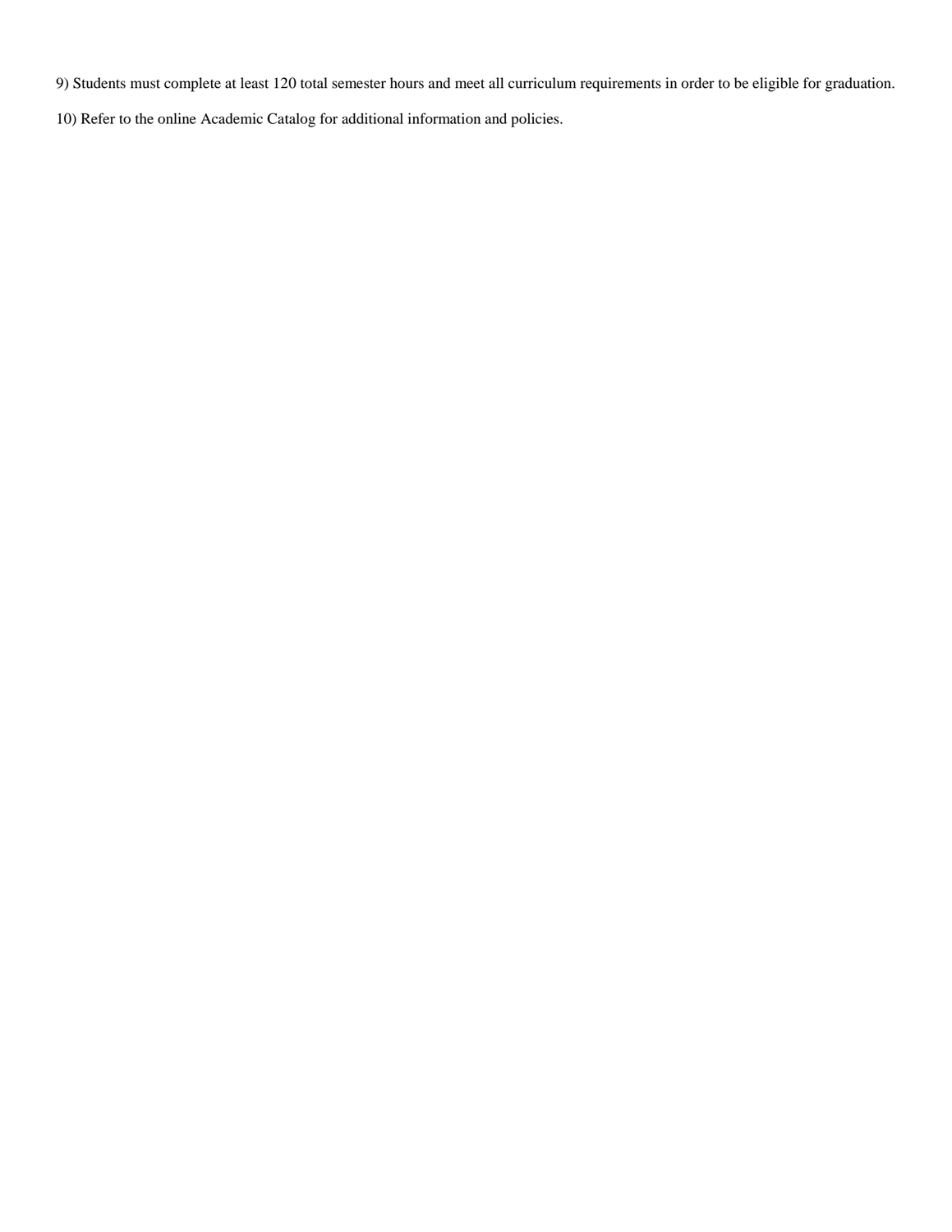9) Students must complete at least 120 total semester hours and meet all curriculum requirements in order to be eligible for graduation.

10) Refer to the online Academic Catalog for additional information and policies.